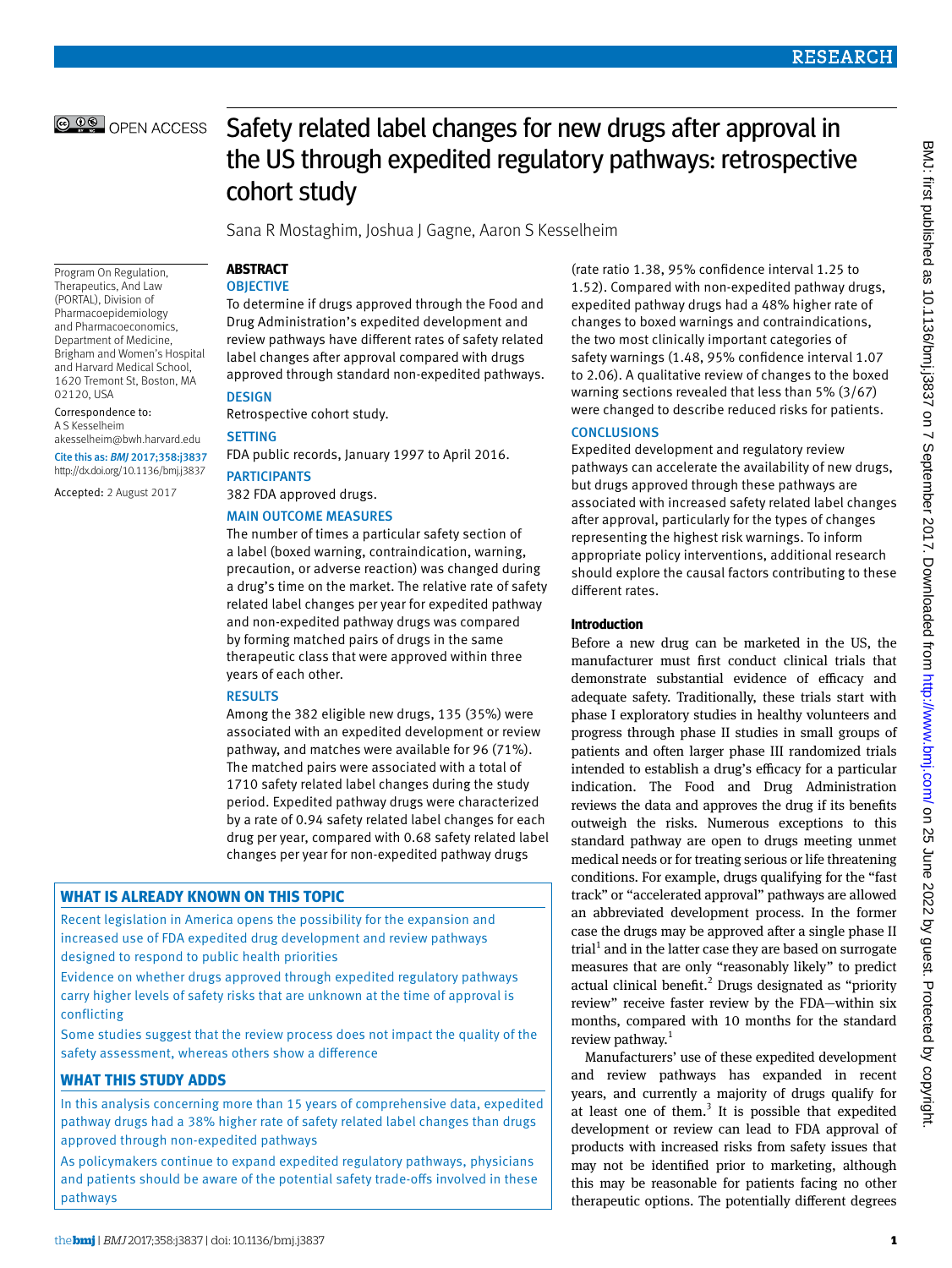# Safety related label changes for new drugs after approval in the US through expedited regulatory pathways: retrospective cohort study

Sana R Mostaghim, Joshua J Gagne, Aaron S Kesselheim

Program On Regulation, Therapeutics, And Law (PORTAL), Division of Pharmacoepidemiology and Pharmacoeconomics, Department of Medicine, Brigham and Women's Hospital and Harvard Medical School, 1620 Tremont St, Boston, MA 02120, USA

Correspondence to: A S Kesselheim akesselheim@bwh.harvard.edu

Cite this as: *BMJ* 2017;358:j3837
http://dx.doi.org/10.1136/bmj.j3837

Accepted: 2 August 2017

## ABSTRACT

### OBJECTIVE

To determine if drugs approved through the Food and Drug Administration's expedited development and review pathways have different rates of safety related label changes after approval compared with drugs approved through standard non-expedited pathways.

### DESIGN

Retrospective cohort study.

### SETTING

FDA public records, January 1997 to April 2016.

### PARTICIPANTS

382 FDA approved drugs.

### MAIN OUTCOME MEASURES

The number of times a particular safety section of a label (boxed warning, contraindication, warning, precaution, or adverse reaction) was changed during a drug's time on the market. The relative rate of safety related label changes per year for expedited pathway and non-expedited pathway drugs was compared by forming matched pairs of drugs in the same therapeutic class that were approved within three years of each other.

### RESULTS

Among the 382 eligible new drugs, 135 (35%) were associated with an expedited development or review pathway, and matches were available for 96 (71%). The matched pairs were associated with a total of 1710 safety related label changes during the study period. Expedited pathway drugs were characterized by a rate of 0.94 safety related label changes for each drug per year, compared with 0.68 safety related label changes per year for non-expedited pathway drugs (rate ratio 1.38, 95% confidence interval 1.25 to 1.52). Compared with non-expedited pathway drugs, expedited pathway drugs had a 48% higher rate of changes to boxed warnings and contraindications, the two most clinically important categories of safety warnings (1.48, 95% confidence interval 1.07 to 2.06). A qualitative review of changes to the boxed warning sections revealed that less than 5% (3/67) were changed to describe reduced risks for patients.

### CONCLUSIONS

Expedited development and regulatory review pathways can accelerate the availability of new drugs, but drugs approved through these pathways are associated with increased safety related label changes after approval, particularly for the types of changes representing the highest risk warnings. To inform appropriate policy interventions, additional research should explore the causal factors contributing to these different rates.

### WHAT IS ALREADY KNOWN ON THIS TOPIC

Recent legislation in America opens the possibility for the expansion and increased use of FDA expedited drug development and review pathways designed to respond to public health priorities

Evidence on whether drugs approved through expedited regulatory pathways carry higher levels of safety risks that are unknown at the time of approval is conflicting

Some studies suggest that the review process does not impact the quality of the safety assessment, whereas others show a difference

### WHAT THIS STUDY ADDS

In this analysis concerning more than 15 years of comprehensive data, expedited pathway drugs had a 38% higher rate of safety related label changes than drugs approved through non-expedited pathways

As policymakers continue to expand expedited regulatory pathways, physicians and patients should be aware of the potential safety trade-offs involved in these pathways

## Introduction

Before a new drug can be marketed in the US, the manufacturer must first conduct clinical trials that demonstrate substantial evidence of efficacy and adequate safety. Traditionally, these trials start with phase I exploratory studies in healthy volunteers and progress through phase II studies in small groups of patients and often larger phase III randomized trials intended to establish a drug's efficacy for a particular indication. The Food and Drug Administration reviews the data and approves the drug if its benefits outweigh the risks. Numerous exceptions to this standard pathway are open to drugs meeting unmet medical needs or for treating serious or life threatening conditions. For example, drugs qualifying for the "fast track" or "accelerated approval" pathways are allowed an abbreviated development process. In the former case the drugs may be approved after a single phase II trial[1] and in the latter case they are based on surrogate measures that are only "reasonably likely" to predict actual clinical benefit.[2] Drugs designated as "priority review" receive faster review by the FDA—within six months, compared with 10 months for the standard review pathway.[1]

Manufacturers' use of these expedited development and review pathways has expanded in recent years, and currently a majority of drugs qualify for at least one of them.[3] It is possible that expedited development or review can lead to FDA approval of products with increased risks from safety issues that may not be identified prior to marketing, although this may be reasonable for patients facing no other therapeutic options. The potentially different degrees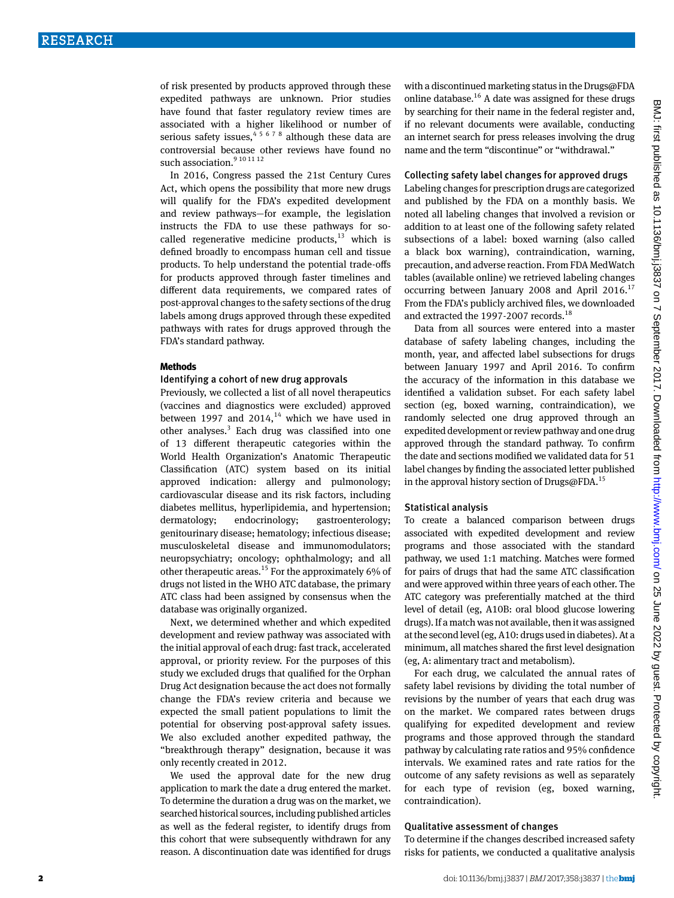of risk presented by products approved through these expedited pathways are unknown. Prior studies have found that faster regulatory review times are associated with a higher likelihood or number of serious safety issues,[4 5 6 7 8] although these data are controversial because other reviews have found no such association.[9 10 11 12]

In 2016, Congress passed the 21st Century Cures Act, which opens the possibility that more new drugs will qualify for the FDA's expedited development and review pathways—for example, the legislation instructs the FDA to use these pathways for so-called regenerative medicine products,[13] which is defined broadly to encompass human cell and tissue products. To help understand the potential trade-offs for products approved through faster timelines and different data requirements, we compared rates of post-approval changes to the safety sections of the drug labels among drugs approved through these expedited pathways with rates for drugs approved through the FDA's standard pathway.

## Methods

### Identifying a cohort of new drug approvals

Previously, we collected a list of all novel therapeutics (vaccines and diagnostics were excluded) approved between 1997 and 2014,[14] which we have used in other analyses.[3] Each drug was classified into one of 13 different therapeutic categories within the World Health Organization's Anatomic Therapeutic Classification (ATC) system based on its initial approved indication: allergy and pulmonology; cardiovascular disease and its risk factors, including diabetes mellitus, hyperlipidemia, and hypertension; dermatology; endocrinology; gastroenterology; genitourinary disease; hematology; infectious disease; musculoskeletal disease and immunomodulators; neuropsychiatry; oncology; ophthalmology; and all other therapeutic areas.[15] For the approximately 6% of drugs not listed in the WHO ATC database, the primary ATC class had been assigned by consensus when the database was originally organized.

Next, we determined whether and which expedited development and review pathway was associated with the initial approval of each drug: fast track, accelerated approval, or priority review. For the purposes of this study we excluded drugs that qualified for the Orphan Drug Act designation because the act does not formally change the FDA's review criteria and because we expected the small patient populations to limit the potential for observing post-approval safety issues. We also excluded another expedited pathway, the "breakthrough therapy" designation, because it was only recently created in 2012.

We used the approval date for the new drug application to mark the date a drug entered the market. To determine the duration a drug was on the market, we searched historical sources, including published articles as well as the federal register, to identify drugs from this cohort that were subsequently withdrawn for any reason. A discontinuation date was identified for drugs with a discontinued marketing status in the Drugs@FDA online database.[16] A date was assigned for these drugs by searching for their name in the federal register and, if no relevant documents were available, conducting an internet search for press releases involving the drug name and the term "discontinue" or "withdrawal."

### Collecting safety label changes for approved drugs

Labeling changes for prescription drugs are categorized and published by the FDA on a monthly basis. We noted all labeling changes that involved a revision or addition to at least one of the following safety related subsections of a label: boxed warning (also called a black box warning), contraindication, warning, precaution, and adverse reaction. From FDA MedWatch tables (available online) we retrieved labeling changes occurring between January 2008 and April 2016.[17] From the FDA's publicly archived files, we downloaded and extracted the 1997-2007 records.[18]

Data from all sources were entered into a master database of safety labeling changes, including the month, year, and affected label subsections for drugs between January 1997 and April 2016. To confirm the accuracy of the information in this database we identified a validation subset. For each safety label section (eg, boxed warning, contraindication), we randomly selected one drug approved through an expedited development or review pathway and one drug approved through the standard pathway. To confirm the date and sections modified we validated data for 51 label changes by finding the associated letter published in the approval history section of Drugs@FDA.[15]

### Statistical analysis

To create a balanced comparison between drugs associated with expedited development and review programs and those associated with the standard pathway, we used 1:1 matching. Matches were formed for pairs of drugs that had the same ATC classification and were approved within three years of each other. The ATC category was preferentially matched at the third level of detail (eg, A10B: oral blood glucose lowering drugs). If a match was not available, then it was assigned at the second level (eg, A10: drugs used in diabetes). At a minimum, all matches shared the first level designation (eg, A: alimentary tract and metabolism).

For each drug, we calculated the annual rates of safety label revisions by dividing the total number of revisions by the number of years that each drug was on the market. We compared rates between drugs qualifying for expedited development and review programs and those approved through the standard pathway by calculating rate ratios and 95% confidence intervals. We examined rates and rate ratios for the outcome of any safety revisions as well as separately for each type of revision (eg, boxed warning, contraindication).

### Qualitative assessment of changes

To determine if the changes described increased safety risks for patients, we conducted a qualitative analysis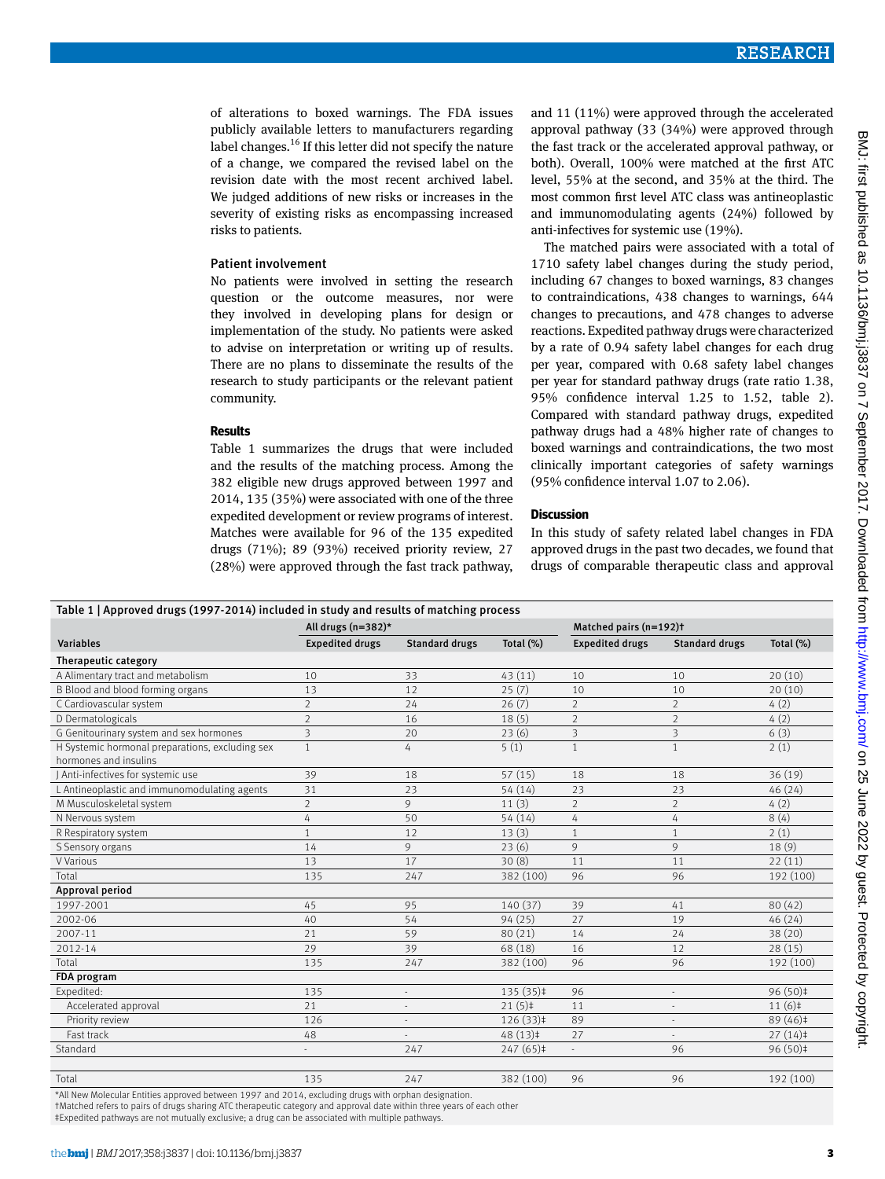of alterations to boxed warnings. The FDA issues publicly available letters to manufacturers regarding label changes.[16] If this letter did not specify the nature of a change, we compared the revised label on the revision date with the most recent archived label. We judged additions of new risks or increases in the severity of existing risks as encompassing increased risks to patients.

### Patient involvement

No patients were involved in setting the research question or the outcome measures, nor were they involved in developing plans for design or implementation of the study. No patients were asked to advise on interpretation or writing up of results. There are no plans to disseminate the results of the research to study participants or the relevant patient community.

## Results

Table 1 summarizes the drugs that were included and the results of the matching process. Among the 382 eligible new drugs approved between 1997 and 2014, 135 (35%) were associated with one of the three expedited development or review programs of interest. Matches were available for 96 of the 135 expedited drugs (71%); 89 (93%) received priority review, 27 (28%) were approved through the fast track pathway, and 11 (11%) were approved through the accelerated approval pathway (33 (34%) were approved through the fast track or the accelerated approval pathway, or both). Overall, 100% were matched at the first ATC level, 55% at the second, and 35% at the third. The most common first level ATC class was antineoplastic and immunomodulating agents (24%) followed by anti-infectives for systemic use (19%).

The matched pairs were associated with a total of 1710 safety label changes during the study period, including 67 changes to boxed warnings, 83 changes to contraindications, 438 changes to warnings, 644 changes to precautions, and 478 changes to adverse reactions. Expedited pathway drugs were characterized by a rate of 0.94 safety label changes for each drug per year, compared with 0.68 safety label changes per year for standard pathway drugs (rate ratio 1.38, 95% confidence interval 1.25 to 1.52, table 2). Compared with standard pathway drugs, expedited pathway drugs had a 48% higher rate of changes to boxed warnings and contraindications, the two most clinically important categories of safety warnings (95% confidence interval 1.07 to 2.06).

## Discussion

In this study of safety related label changes in FDA approved drugs in the past two decades, we found that drugs of comparable therapeutic class and approval

Table 1 | Approved drugs (1997-2014) included in study and results of matching process

| | All drugs (n=382)* | | | Matched pairs (n=192)† | | |
|---|---|---|---|---|---|---|
| Variables | Expedited drugs | Standard drugs | Total (%) | Expedited drugs | Standard drugs | Total (%) |
| **Therapeutic category** | | | | | | |
| A Alimentary tract and metabolism | 10 | 33 | 43 (11) | 10 | 10 | 20 (10) |
| B Blood and blood forming organs | 13 | 12 | 25 (7) | 10 | 10 | 20 (10) |
| C Cardiovascular system | 2 | 24 | 26 (7) | 2 | 2 | 4 (2) |
| D Dermatologicals | 2 | 16 | 18 (5) | 2 | 2 | 4 (2) |
| G Genitourinary system and sex hormones | 3 | 20 | 23 (6) | 3 | 3 | 6 (3) |
| H Systemic hormonal preparations, excluding sex hormones and insulins | 1 | 4 | 5 (1) | 1 | 1 | 2 (1) |
| J Anti-infectives for systemic use | 39 | 18 | 57 (15) | 18 | 18 | 36 (19) |
| L Antineoplastic and immunomodulating agents | 31 | 23 | 54 (14) | 23 | 23 | 46 (24) |
| M Musculoskeletal system | 2 | 9 | 11 (3) | 2 | 2 | 4 (2) |
| N Nervous system | 4 | 50 | 54 (14) | 4 | 4 | 8 (4) |
| R Respiratory system | 1 | 12 | 13 (3) | 1 | 1 | 2 (1) |
| S Sensory organs | 14 | 9 | 23 (6) | 9 | 9 | 18 (9) |
| V Various | 13 | 17 | 30 (8) | 11 | 11 | 22 (11) |
| Total | 135 | 247 | 382 (100) | 96 | 96 | 192 (100) |
| **Approval period** | | | | | | |
| 1997-2001 | 45 | 95 | 140 (37) | 39 | 41 | 80 (42) |
| 2002-06 | 40 | 54 | 94 (25) | 27 | 19 | 46 (24) |
| 2007-11 | 21 | 59 | 80 (21) | 14 | 24 | 38 (20) |
| 2012-14 | 29 | 39 | 68 (18) | 16 | 12 | 28 (15) |
| Total | 135 | 247 | 382 (100) | 96 | 96 | 192 (100) |
| **FDA program** | | | | | | |
| Expedited: | 135 | - | 135 (35)‡ | 96 | - | 96 (50)‡ |
| Accelerated approval | 21 | - | 21 (5)‡ | 11 | - | 11 (6)‡ |
| Priority review | 126 | - | 126 (33)‡ | 89 | - | 89 (46)‡ |
| Fast track | 48 | - | 48 (13)‡ | 27 | - | 27 (14)‡ |
| Standard | - | 247 | 247 (65)‡ | - | 96 | 96 (50)‡ |
| Total | 135 | 247 | 382 (100) | 96 | 96 | 192 (100) |

*All New Molecular Entities approved between 1997 and 2014, excluding drugs with orphan designation.
†Matched refers to pairs of drugs sharing ATC therapeutic category and approval date within three years of each other
‡Expedited pathways are not mutually exclusive; a drug can be associated with multiple pathways.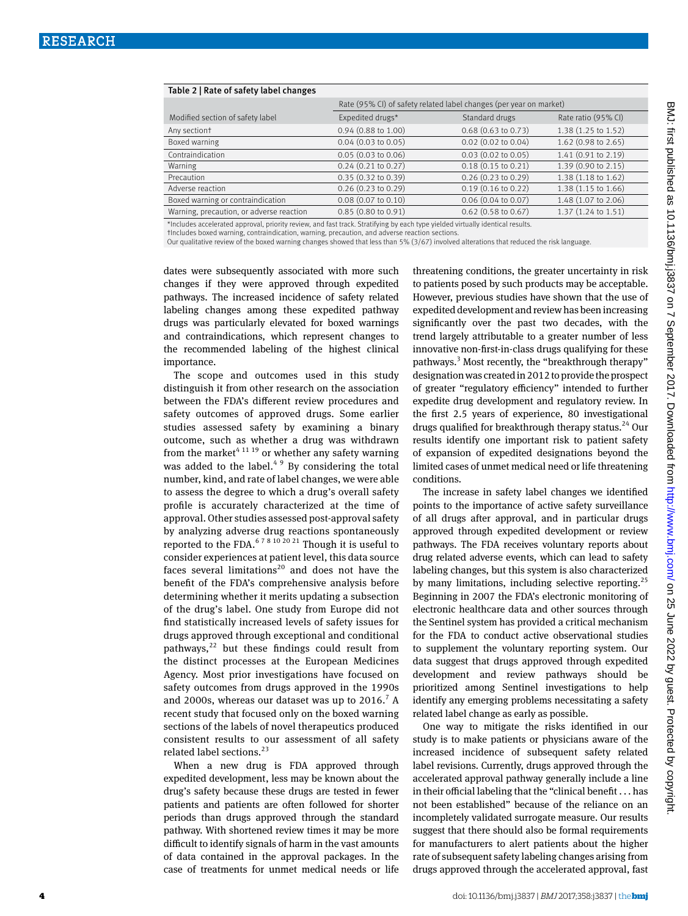**Table 2 | Rate of safety label changes**

| Modified section of safety label | Rate (95% CI) of safety related label changes (per year on market) | | |
|---|---|---|---|
| | Expedited drugs* | Standard drugs | Rate ratio (95% CI) |
| Any section† | 0.94 (0.88 to 1.00) | 0.68 (0.63 to 0.73) | 1.38 (1.25 to 1.52) |
| Boxed warning | 0.04 (0.03 to 0.05) | 0.02 (0.02 to 0.04) | 1.62 (0.98 to 2.65) |
| Contraindication | 0.05 (0.03 to 0.06) | 0.03 (0.02 to 0.05) | 1.41 (0.91 to 2.19) |
| Warning | 0.24 (0.21 to 0.27) | 0.18 (0.15 to 0.21) | 1.39 (0.90 to 2.15) |
| Precaution | 0.35 (0.32 to 0.39) | 0.26 (0.23 to 0.29) | 1.38 (1.18 to 1.62) |
| Adverse reaction | 0.26 (0.23 to 0.29) | 0.19 (0.16 to 0.22) | 1.38 (1.15 to 1.66) |
| Boxed warning or contraindication | 0.08 (0.07 to 0.10) | 0.06 (0.04 to 0.07) | 1.48 (1.07 to 2.06) |
| Warning, precaution, or adverse reaction | 0.85 (0.80 to 0.91) | 0.62 (0.58 to 0.67) | 1.37 (1.24 to 1.51) |

*Includes accelerated approval, priority review, and fast track. Stratifying by each type yielded virtually identical results.
†Includes boxed warning, contraindication, warning, precaution, and adverse reaction sections.
Our qualitative review of the boxed warning changes showed that less than 5% (3/67) involved alterations that reduced the risk language.

dates were subsequently associated with more such changes if they were approved through expedited pathways. The increased incidence of safety related labeling changes among these expedited pathway drugs was particularly elevated for boxed warnings and contraindications, which represent changes to the recommended labeling of the highest clinical importance.

The scope and outcomes used in this study distinguish it from other research on the association between the FDA's different review procedures and safety outcomes of approved drugs. Some earlier studies assessed safety by examining a binary outcome, such as whether a drug was withdrawn from the market[4 11 19] or whether any safety warning was added to the label.[4 9] By considering the total number, kind, and rate of label changes, we were able to assess the degree to which a drug's overall safety profile is accurately characterized at the time of approval. Other studies assessed post-approval safety by analyzing adverse drug reactions spontaneously reported to the FDA.[6 7 8 10 20 21] Though it is useful to consider experiences at patient level, this data source faces several limitations[20] and does not have the benefit of the FDA's comprehensive analysis before determining whether it merits updating a subsection of the drug's label. One study from Europe did not find statistically increased levels of safety issues for drugs approved through exceptional and conditional pathways,[22] but these findings could result from the distinct processes at the European Medicines Agency. Most prior investigations have focused on safety outcomes from drugs approved in the 1990s and 2000s, whereas our dataset was up to 2016.[7] A recent study that focused only on the boxed warning sections of the labels of novel therapeutics produced consistent results to our assessment of all safety related label sections.[23]

When a new drug is FDA approved through expedited development, less may be known about the drug's safety because these drugs are tested in fewer patients and patients are often followed for shorter periods than drugs approved through the standard pathway. With shortened review times it may be more difficult to identify signals of harm in the vast amounts of data contained in the approval packages. In the case of treatments for unmet medical needs or life threatening conditions, the greater uncertainty in risk to patients posed by such products may be acceptable. However, previous studies have shown that the use of expedited development and review has been increasing significantly over the past two decades, with the trend largely attributable to a greater number of less innovative non-first-in-class drugs qualifying for these pathways.[3] Most recently, the "breakthrough therapy" designation was created in 2012 to provide the prospect of greater "regulatory efficiency" intended to further expedite drug development and regulatory review. In the first 2.5 years of experience, 80 investigational drugs qualified for breakthrough therapy status.[24] Our results identify one important risk to patient safety of expansion of expedited designations beyond the limited cases of unmet medical need or life threatening conditions.

The increase in safety label changes we identified points to the importance of active safety surveillance of all drugs after approval, and in particular drugs approved through expedited development or review pathways. The FDA receives voluntary reports about drug related adverse events, which can lead to safety labeling changes, but this system is also characterized by many limitations, including selective reporting.[25] Beginning in 2007 the FDA's electronic monitoring of electronic healthcare data and other sources through the Sentinel system has provided a critical mechanism for the FDA to conduct active observational studies to supplement the voluntary reporting system. Our data suggest that drugs approved through expedited development and review pathways should be prioritized among Sentinel investigations to help identify any emerging problems necessitating a safety related label change as early as possible.

One way to mitigate the risks identified in our study is to make patients or physicians aware of the increased incidence of subsequent safety related label revisions. Currently, drugs approved through the accelerated approval pathway generally include a line in their official labeling that the "clinical benefit . . . has not been established" because of the reliance on an incompletely validated surrogate measure. Our results suggest that there should also be formal requirements for manufacturers to alert patients about the higher rate of subsequent safety labeling changes arising from drugs approved through the accelerated approval, fast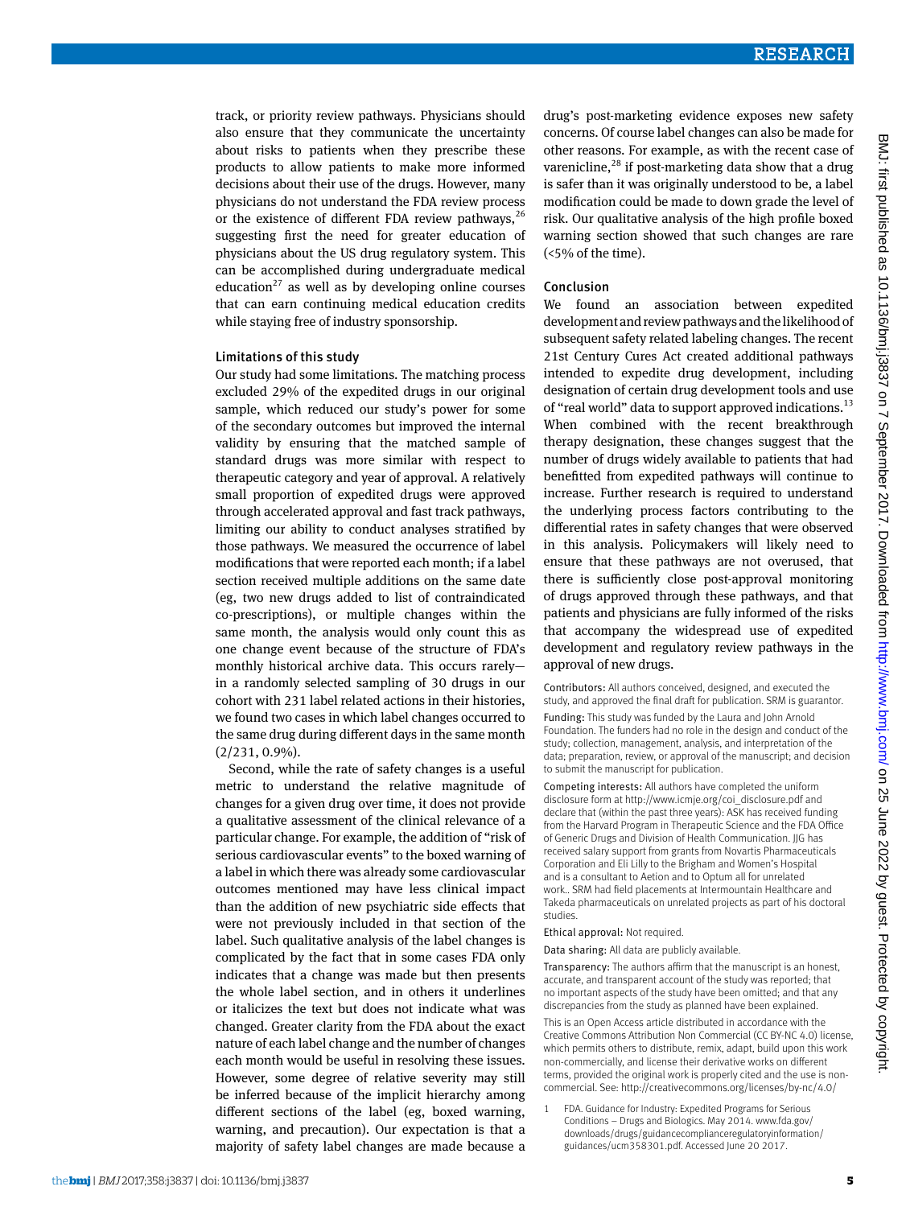track, or priority review pathways. Physicians should also ensure that they communicate the uncertainty about risks to patients when they prescribe these products to allow patients to make more informed decisions about their use of the drugs. However, many physicians do not understand the FDA review process or the existence of different FDA review pathways,[26] suggesting first the need for greater education of physicians about the US drug regulatory system. This can be accomplished during undergraduate medical education[27] as well as by developing online courses that can earn continuing medical education credits while staying free of industry sponsorship.

### Limitations of this study

Our study had some limitations. The matching process excluded 29% of the expedited drugs in our original sample, which reduced our study's power for some of the secondary outcomes but improved the internal validity by ensuring that the matched sample of standard drugs was more similar with respect to therapeutic category and year of approval. A relatively small proportion of expedited drugs were approved through accelerated approval and fast track pathways, limiting our ability to conduct analyses stratified by those pathways. We measured the occurrence of label modifications that were reported each month; if a label section received multiple additions on the same date (eg, two new drugs added to list of contraindicated co-prescriptions), or multiple changes within the same month, the analysis would only count this as one change event because of the structure of FDA's monthly historical archive data. This occurs rarely—in a randomly selected sampling of 30 drugs in our cohort with 231 label related actions in their histories, we found two cases in which label changes occurred to the same drug during different days in the same month (2/231, 0.9%).

Second, while the rate of safety changes is a useful metric to understand the relative magnitude of changes for a given drug over time, it does not provide a qualitative assessment of the clinical relevance of a particular change. For example, the addition of "risk of serious cardiovascular events" to the boxed warning of a label in which there was already some cardiovascular outcomes mentioned may have less clinical impact than the addition of new psychiatric side effects that were not previously included in that section of the label. Such qualitative analysis of the label changes is complicated by the fact that in some cases FDA only indicates that a change was made but then presents the whole label section, and in others it underlines or italicizes the text but does not indicate what was changed. Greater clarity from the FDA about the exact nature of each label change and the number of changes each month would be useful in resolving these issues. However, some degree of relative severity may still be inferred because of the implicit hierarchy among different sections of the label (eg, boxed warning, warning, and precaution). Our expectation is that a majority of safety label changes are made because a drug's post-marketing evidence exposes new safety concerns. Of course label changes can also be made for other reasons. For example, as with the recent case of varenicline,[28] if post-marketing data show that a drug is safer than it was originally understood to be, a label modification could be made to down grade the level of risk. Our qualitative analysis of the high profile boxed warning section showed that such changes are rare (<5% of the time).

## Conclusion

We found an association between expedited development and review pathways and the likelihood of subsequent safety related labeling changes. The recent 21st Century Cures Act created additional pathways intended to expedite drug development, including designation of certain drug development tools and use of "real world" data to support approved indications.[13] When combined with the recent breakthrough therapy designation, these changes suggest that the number of drugs widely available to patients that had benefitted from expedited pathways will continue to increase. Further research is required to understand the underlying process factors contributing to the differential rates in safety changes that were observed in this analysis. Policymakers will likely need to ensure that these pathways are not overused, that there is sufficiently close post-approval monitoring of drugs approved through these pathways, and that patients and physicians are fully informed of the risks that accompany the widespread use of expedited development and regulatory review pathways in the approval of new drugs.

**Contributors:** All authors conceived, designed, and executed the study, and approved the final draft for publication. SRM is guarantor.

**Funding:** This study was funded by the Laura and John Arnold Foundation. The funders had no role in the design and conduct of the study; collection, management, analysis, and interpretation of the data; preparation, review, or approval of the manuscript; and decision to submit the manuscript for publication.

**Competing interests:** All authors have completed the uniform disclosure form at http://www.icmje.org/coi_disclosure.pdf and declare that (within the past three years): ASK has received funding from the Harvard Program in Therapeutic Science and the FDA Office of Generic Drugs and Division of Health Communication. JJG has received salary support from grants from Novartis Pharmaceuticals Corporation and Eli Lilly to the Brigham and Women's Hospital and is a consultant to Aetion and to Optum all for unrelated work.. SRM had field placements at Intermountain Healthcare and Takeda pharmaceuticals on unrelated projects as part of his doctoral studies.

**Ethical approval:** Not required.

**Data sharing:** All data are publicly available.

**Transparency:** The authors affirm that the manuscript is an honest, accurate, and transparent account of the study was reported; that no important aspects of the study have been omitted; and that any discrepancies from the study as planned have been explained.

This is an Open Access article distributed in accordance with the Creative Commons Attribution Non Commercial (CC BY-NC 4.0) license, which permits others to distribute, remix, adapt, build upon this work non-commercially, and license their derivative works on different terms, provided the original work is properly cited and the use is non-commercial. See: http://creativecommons.org/licenses/by-nc/4.0/

1 FDA. Guidance for Industry: Expedited Programs for Serious Conditions – Drugs and Biologics. May 2014. www.fda.gov/downloads/drugs/guidancecomplianceregulatoryinformation/guidances/ucm358301.pdf. Accessed June 20 2017.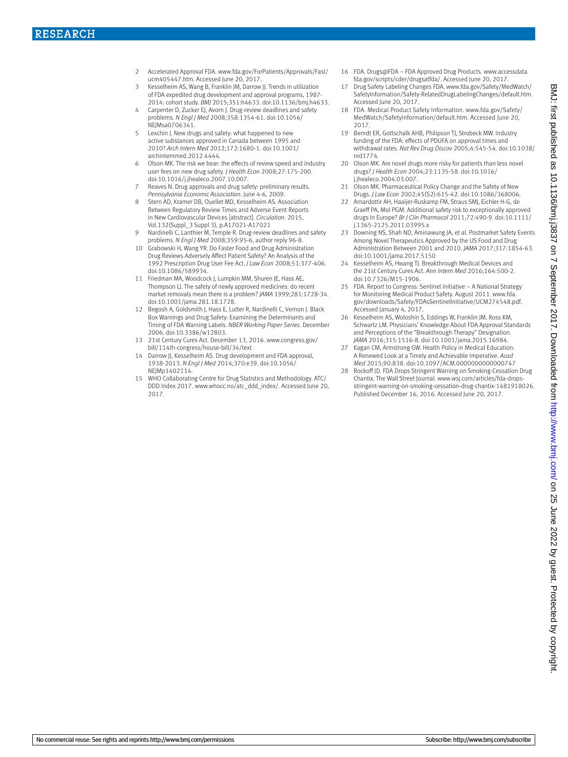2 Accelerated Approval FDA. www.fda.gov/ForPatients/Approvals/Fast/ucm405447.htm. Accessed June 20, 2017.

3 Kesselheim AS, Wang B, Franklin JM, Darrow JJ. Trends in utilization of FDA expedited drug development and approval programs, 1987-2014: cohort study. *BMJ* 2015;351:h4633. doi:10.1136/bmj.h4633.

4 Carpenter D, Zucker EJ, Avorn J. Drug-review deadlines and safety problems. *N Engl J Med* 2008;358:1354-61. doi:10.1056/NEJMsa0706341.

5 Lexchin J. New drugs and safety: what happened to new active substances approved in Canada between 1995 and 2010? *Arch Intern Med* 2012;172:1680-1. doi:10.1001/archinternmed.2012.4444.

6 Olson MK. The risk we bear: the effects of review speed and industry user fees on new drug safety. *J Health Econ* 2008;27:175-200. doi:10.1016/j.jhealeco.2007.10.007.

7 Reaves N. Drug approvals and drug safety: preliminary results. *Pennsylvania Economic Association*. June 4-6, 2009.

8 Stern AD, Kramer DB, Ouellet MD, Kesselheim AS. Association Between Regulatory Review Times and Adverse Event Reports in New Cardiovascular Devices [abstract]. *Circulation*. 2015, Vol.132(Suppl_3 Suppl 3), p.A17021-A17021

9 Nardinelli C, Lanthier M, Temple R. Drug-review deadlines and safety problems. *N Engl J Med* 2008;359:95-6, author reply 96-8.

10 Grabowski H, Wang YR. Do Faster Food and Drug Administration Drug Reviews Adversely Affect Patient Safety? An Analysis of the 1992 Prescription Drug User Fee Act. *J Law Econ* 2008;51:377-406. doi:10.1086/589934.

11 Friedman MA, Woodcock J, Lumpkin MM, Shuren JE, Hass AE, Thompson LJ. The safety of newly approved medicines: do recent market removals mean there is a problem? *JAMA* 1999;281:1728-34. doi:10.1001/jama.281.18.1728.

12 Begosh A, Goldsmith J, Hass E, Lutter R, Nardinelli C, Vernon J. Black Box Warnings and Drug Safety: Examining the Determinants and Timing of FDA Warning Labels. *NBER Working Paper Series*. December 2006. doi:10.3386/w12803.

13 21st Century Cures Act. December 13, 2016. www.congress.gov/bill/114th-congress/house-bill/34/text

14 Darrow JJ, Kesselheim AS. Drug development and FDA approval, 1938-2013. *N Engl J Med* 2014;370:e39. doi:10.1056/NEJMp1402114.

15 WHO Collaborating Centre for Drug Statistics and Methodology. ATC/DDD Index 2017. www.whocc.no/atc_ddd_index/. Accessed June 20, 2017.

16 FDA. Drugs@FDA – FDA Approved Drug Products. www.accessdata.fda.gov/scripts/cder/drugsatfda/. Accessed June 20, 2017.

17 Drug Safety Labeling Changes FDA. www.fda.gov/Safety/MedWatch/SafetyInformation/Safety-RelatedDrugLabelingChanges/default.htm. Accessed June 20, 2017.

18 FDA. Medical Product Safety Information. www.fda.gov/Safety/MedWatch/SafetyInformation/default.htm. Accessed June 20, 2017.

19 Berndt ER, Gottschalk AHB, Philipson TJ, Strobeck MW. Industry funding of the FDA: effects of PDUFA on approval times and withdrawal rates. *Nat Rev Drug Discov* 2005;4:545-54. doi:10.1038/nrd1774.

20 Olson MK. Are novel drugs more risky for patients than less novel drugs? *J Health Econ* 2004;23:1135-58. doi:10.1016/j.jhealeco.2004.03.007.

21 Olson MK. Pharmaceutical Policy Change and the Safety of New Drugs. *J Law Econ* 2002;45(S2):615-42. doi:10.1086/368006.

22 Arnardottir AH, Haaijer-Ruskamp FM, Straus SMJ, Eichler H-G, de Graeff PA, Mol PGM. Additional safety risk to exceptionally approved drugs in Europe? *Br J Clin Pharmacol* 2011;72:490-9. doi:10.1111/j.1365-2125.2011.03995.x

23 Downing NS, Shah ND, Aminawung JA, et al. Postmarket Safety Events Among Novel Therapeutics Approved by the US Food and Drug Administration Between 2001 and 2010. *JAMA* 2017;317:1854-63. doi:10.1001/jama.2017.5150

24 Kesselheim AS, Hwang TJ. Breakthrough Medical Devices and the 21st Century Cures Act. *Ann Intern Med* 2016;164:500-2. doi:10.7326/M15-1906.

25 FDA. Report to Congress: Sentinel Initiative – A National Strategy for Monitoring Medical Product Safety. August 2011. www.fda.gov/downloads/Safety/FDAsSentinelInitiative/UCM274548.pdf. Accessed January 4, 2017.

26 Kesselheim AS, Woloshin S, Eddings W, Franklin JM, Ross KM, Schwartz LM. Physicians' Knowledge About FDA Approval Standards and Perceptions of the "Breakthrough Therapy" Designation. *JAMA* 2016;315:1516-8. doi:10.1001/jama.2015.16984.

27 Kagan CM, Armstrong GW. Health Policy in Medical Education: A Renewed Look at a Timely and Achievable Imperative. *Acad Med* 2015;90:838. doi:10.1097/ACM.0000000000000747

28 Rockoff JD. FDA Drops Stringent Warning on Smoking-Cessation Drug Chantix. The Wall Street Journal. www.wsj.com/articles/fda-drops-stringent-warning-on-smoking-cessation-drug-chantix-1481918026. Published December 16, 2016. Accessed June 20, 2017.